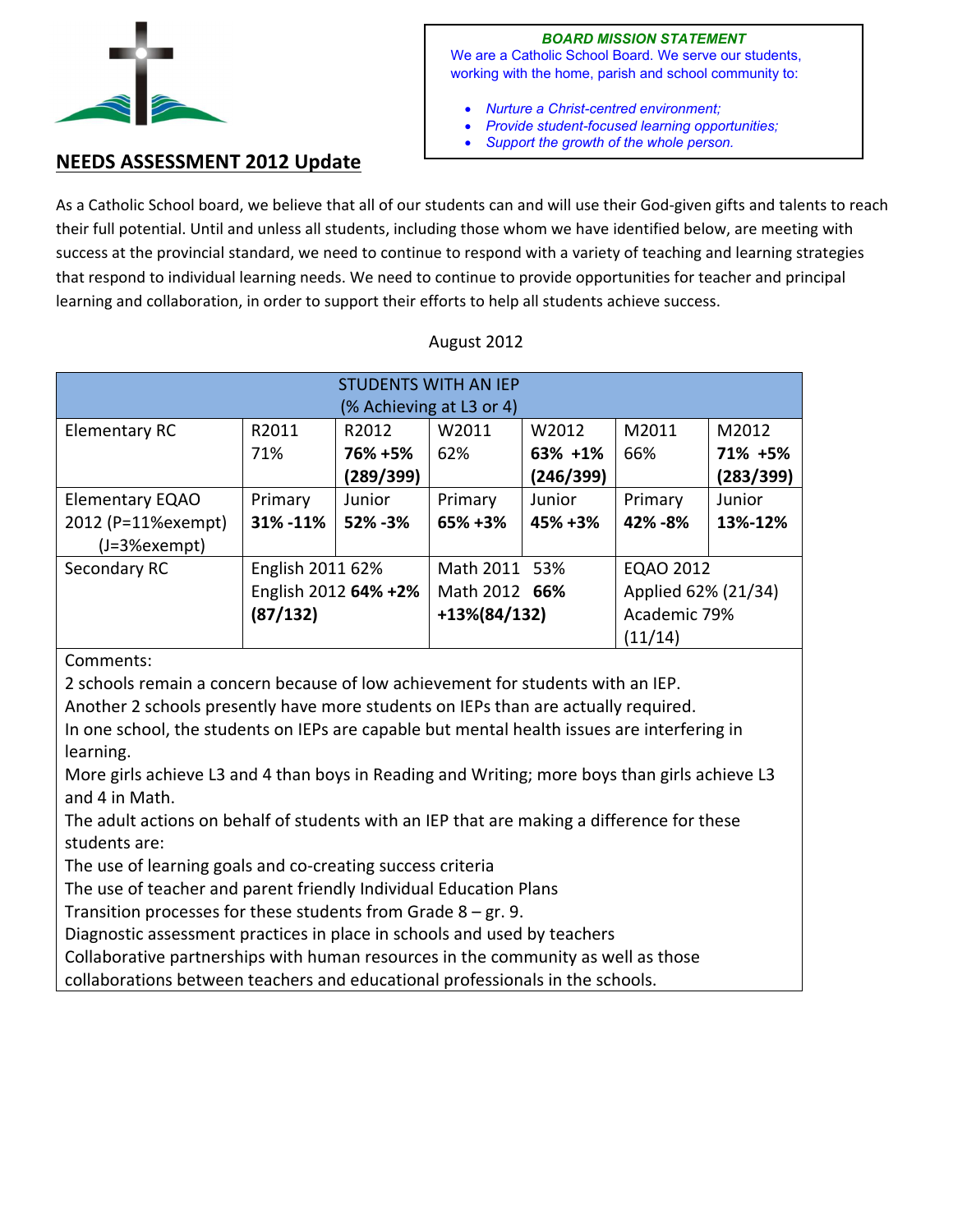**BOARD MISSION STATEMENT**

*We are a Catholic School Board. We serve our students, working with the home, parish and school community to:*

- *Nurture a Christ-centred environment;*
- *Provide student-focused learning opportunities;*
- *Support the growth of the whole person.*

## NEEDS ASSESSMENT 2012 Update

As a Catholic School board, we believe that all of our students can and will use their God-given gifts and talents to reach their full potential. Until and unless all students, including those whom we have identified below, are meeting with success at the provincial standard, we need to continue to respond with a variety of teaching and learning strategies that respond to individual learning needs. We need to continue to provide opportunities for teacher and principal learning and collaboration, in order to support their efforts to help all students achieve success.

August 2012

| STUDENTS WITH AN IEP (% Achieving at L3 or 4) | | | | | | |
|---|---|---|---|---|---|---|
| Elementary RC | R2011 71% | R2012 **76% +5% (289/399)** | W2011 62% | W2012 **63% +1% (246/399)** | M2011 66% | M2012 **71% +5% (283/399)** |
| Elementary EQAO 2012 (P=11%exempt) (J=3%exempt) | Primary **31% -11%** | Junior **52% -3%** | Primary **65% +3%** | Junior **45% +3%** | Primary **42% -8%** | Junior **13%-12%** |
| Secondary RC | English 2011 62% English 2012 **64% +2% (87/132)** | | Math 2011 53% Math 2012 **66% +13%(84/132)** | | EQAO 2012 Applied 62% (21/34) Academic 79% (11/14) | |

Comments:

2 schools remain a concern because of low achievement for students with an IEP.
Another 2 schools presently have more students on IEPs than are actually required.
In one school, the students on IEPs are capable but mental health issues are interfering in learning.
More girls achieve L3 and 4 than boys in Reading and Writing; more boys than girls achieve L3 and 4 in Math.
The adult actions on behalf of students with an IEP that are making a difference for these students are:
The use of learning goals and co-creating success criteria
The use of teacher and parent friendly Individual Education Plans
Transition processes for these students from Grade 8 – gr. 9.
Diagnostic assessment practices in place in schools and used by teachers
Collaborative partnerships with human resources in the community as well as those collaborations between teachers and educational professionals in the schools.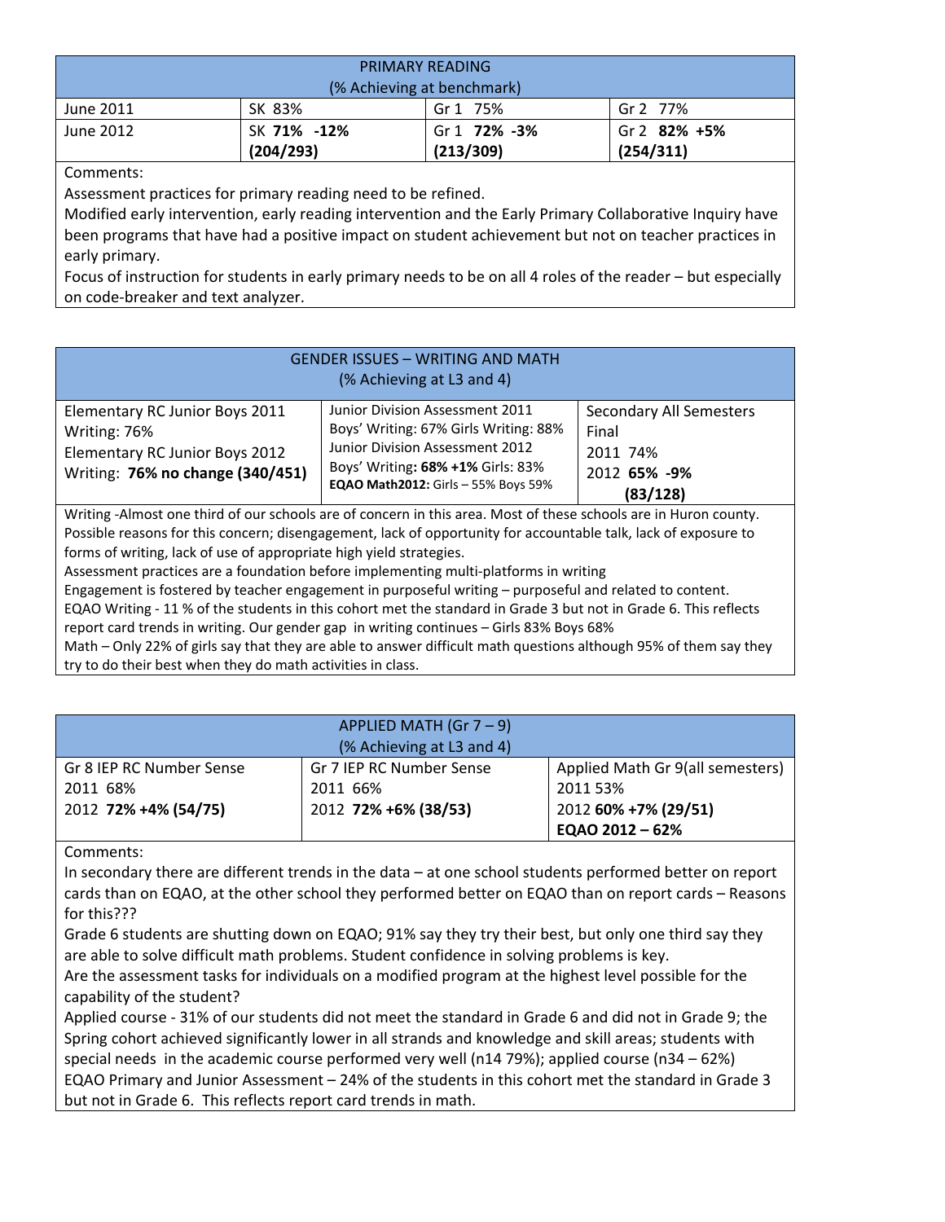| PRIMARY READING (% Achieving at benchmark) | | | |
|---|---|---|---|
| June 2011 | SK 83% | Gr 1 75% | Gr 2 77% |
| June 2012 | SK **71% -12%** **(204/293)** | Gr 1 **72% -3%** **(213/309)** | Gr 2 **82% +5%** **(254/311)** |

Comments:
Assessment practices for primary reading need to be refined.
Modified early intervention, early reading intervention and the Early Primary Collaborative Inquiry have been programs that have had a positive impact on student achievement but not on teacher practices in early primary.
Focus of instruction for students in early primary needs to be on all 4 roles of the reader – but especially on code-breaker and text analyzer.

| GENDER ISSUES – WRITING AND MATH (% Achieving at L3 and 4) | | |
|---|---|---|
| Elementary RC Junior Boys 2011 Writing: 76% Elementary RC Junior Boys 2012 Writing: **76% no change (340/451)** | Junior Division Assessment 2011 Boys' Writing: 67% Girls Writing: 88% Junior Division Assessment 2012 Boys' Writing: **68% +1%** Girls: 83% **EQAO Math2012:** Girls – 55% Boys 59% | Secondary All Semesters Final 2011 74% 2012 **65% -9%** **(83/128)** |

Writing -Almost one third of our schools are of concern in this area. Most of these schools are in Huron county. Possible reasons for this concern; disengagement, lack of opportunity for accountable talk, lack of exposure to forms of writing, lack of use of appropriate high yield strategies.
Assessment practices are a foundation before implementing multi-platforms in writing
Engagement is fostered by teacher engagement in purposeful writing – purposeful and related to content.
EQAO Writing - 11 % of the students in this cohort met the standard in Grade 3 but not in Grade 6. This reflects report card trends in writing. Our gender gap in writing continues – Girls 83% Boys 68%
Math – Only 22% of girls say that they are able to answer difficult math questions although 95% of them say they try to do their best when they do math activities in class.

| APPLIED MATH (Gr 7 – 9) (% Achieving at L3 and 4) | | |
|---|---|---|
| Gr 8 IEP RC Number Sense 2011 68% 2012 **72% +4% (54/75)** | Gr 7 IEP RC Number Sense 2011 66% 2012 **72% +6% (38/53)** | Applied Math Gr 9(all semesters) 2011 53% 2012 **60% +7% (29/51)** **EQAO 2012 – 62%** |

Comments:
In secondary there are different trends in the data – at one school students performed better on report cards than on EQAO, at the other school they performed better on EQAO than on report cards – Reasons for this???
Grade 6 students are shutting down on EQAO; 91% say they try their best, but only one third say they are able to solve difficult math problems. Student confidence in solving problems is key.
Are the assessment tasks for individuals on a modified program at the highest level possible for the capability of the student?
Applied course - 31% of our students did not meet the standard in Grade 6 and did not in Grade 9; the Spring cohort achieved significantly lower in all strands and knowledge and skill areas; students with special needs in the academic course performed very well (n14 79%); applied course (n34 – 62%)
EQAO Primary and Junior Assessment – 24% of the students in this cohort met the standard in Grade 3 but not in Grade 6. This reflects report card trends in math.